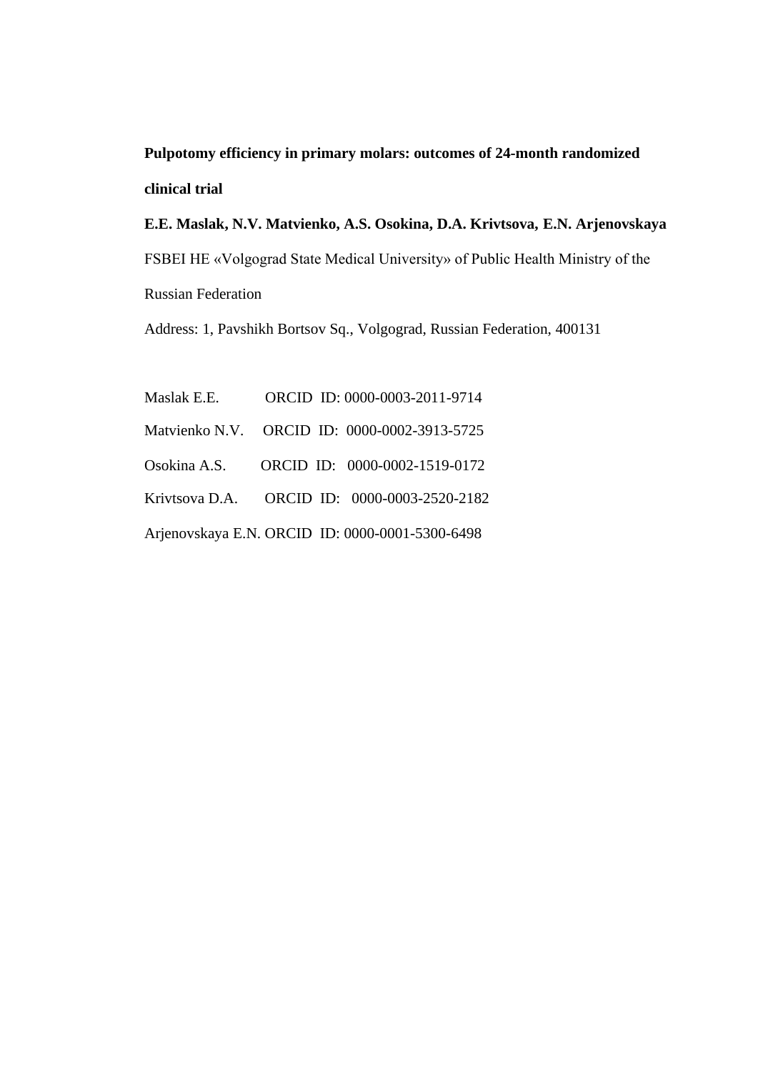# Pulpotomy efficiency in primary molars: outcomes of 24-month randomized clinical trial

**E.E. Maslak, N.V. Matvienko, A.S. Osokina, D.A. Krivtsova, E.N. Arjenovskaya**

FSBEI HE «Volgograd State Medical University» of Public Health Ministry of the Russian Federation

Address: 1, Pavshikh Bortsov Sq., Volgograd, Russian Federation, 400131

Maslak E.E. ORCID ID: 0000-0003-2011-9714

Matvienko N.V. ORCID ID: 0000-0002-3913-5725

Osokina A.S. ORCID ID: 0000-0002-1519-0172

Krivtsova D.A. ORCID ID: 0000-0003-2520-2182

Arjenovskaya E.N. ORCID ID: 0000-0001-5300-6498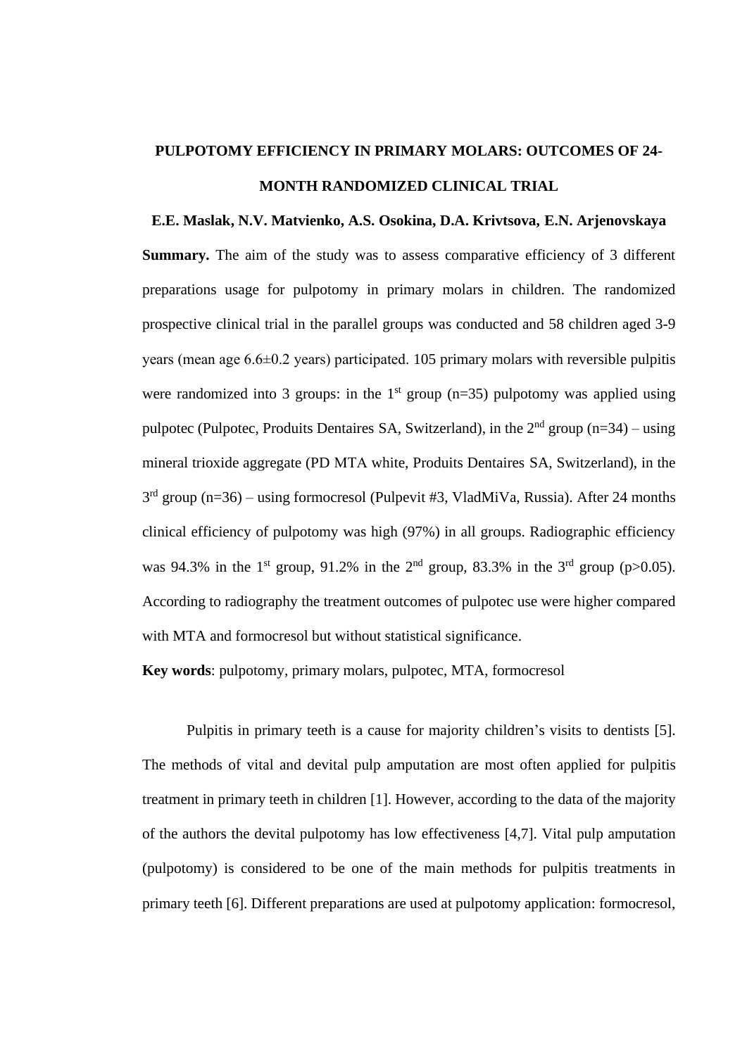# PULPOTOMY EFFICIENCY IN PRIMARY MOLARS: OUTCOMES OF 24-MONTH RANDOMIZED CLINICAL TRIAL

**E.E. Maslak, N.V. Matvienko, A.S. Osokina, D.A. Krivtsova, E.N. Arjenovskaya**

**Summary.** The aim of the study was to assess comparative efficiency of 3 different preparations usage for pulpotomy in primary molars in children. The randomized prospective clinical trial in the parallel groups was conducted and 58 children aged 3-9 years (mean age 6.6±0.2 years) participated. 105 primary molars with reversible pulpitis were randomized into 3 groups: in the 1st group (n=35) pulpotomy was applied using pulpotec (Pulpotec, Produits Dentaires SA, Switzerland), in the 2nd group (n=34) – using mineral trioxide aggregate (PD MTA white, Produits Dentaires SA, Switzerland), in the 3rd group (n=36) – using formocresol (Pulpevit #3, VladMiVa, Russia). After 24 months clinical efficiency of pulpotomy was high (97%) in all groups. Radiographic efficiency was 94.3% in the 1st group, 91.2% in the 2nd group, 83.3% in the 3rd group ($p>0.05$). According to radiography the treatment outcomes of pulpotec use were higher compared with MTA and formocresol but without statistical significance.

**Key words**: pulpotomy, primary molars, pulpotec, MTA, formocresol

Pulpitis in primary teeth is a cause for majority children's visits to dentists [5]. The methods of vital and devital pulp amputation are most often applied for pulpitis treatment in primary teeth in children [1]. However, according to the data of the majority of the authors the devital pulpotomy has low effectiveness [4,7]. Vital pulp amputation (pulpotomy) is considered to be one of the main methods for pulpitis treatments in primary teeth [6]. Different preparations are used at pulpotomy application: formocresol,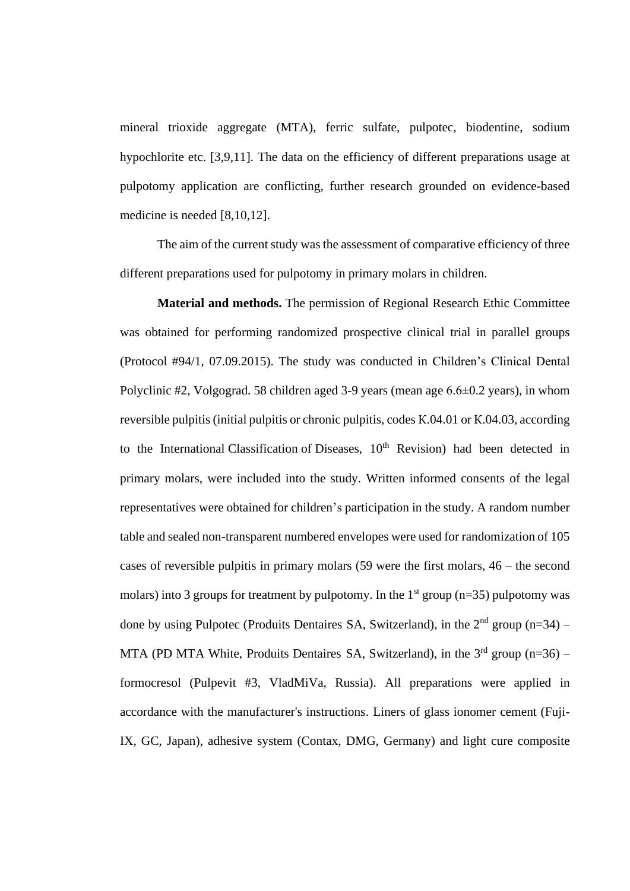mineral trioxide aggregate (MTA), ferric sulfate, pulpotec, biodentine, sodium hypochlorite etc. [3,9,11]. The data on the efficiency of different preparations usage at pulpotomy application are conflicting, further research grounded on evidence-based medicine is needed [8,10,12].

The aim of the current study was the assessment of comparative efficiency of three different preparations used for pulpotomy in primary molars in children.

**Material and methods.** The permission of Regional Research Ethic Committee was obtained for performing randomized prospective clinical trial in parallel groups (Protocol #94/1, 07.09.2015). The study was conducted in Children's Clinical Dental Polyclinic #2, Volgograd. 58 children aged 3-9 years (mean age 6.6±0.2 years), in whom reversible pulpitis (initial pulpitis or chronic pulpitis, codes K.04.01 or K.04.03, according to the International Classification of Diseases, 10th Revision) had been detected in primary molars, were included into the study. Written informed consents of the legal representatives were obtained for children's participation in the study. A random number table and sealed non-transparent numbered envelopes were used for randomization of 105 cases of reversible pulpitis in primary molars (59 were the first molars, 46 – the second molars) into 3 groups for treatment by pulpotomy. In the 1st group (n=35) pulpotomy was done by using Pulpotec (Produits Dentaires SA, Switzerland), in the 2nd group (n=34) – MTA (PD MTA White, Produits Dentaires SA, Switzerland), in the 3rd group (n=36) – formocresol (Pulpevit #3, VladMiVa, Russia). All preparations were applied in accordance with the manufacturer's instructions. Liners of glass ionomer cement (Fuji-IX, GC, Japan), adhesive system (Contax, DMG, Germany) and light cure composite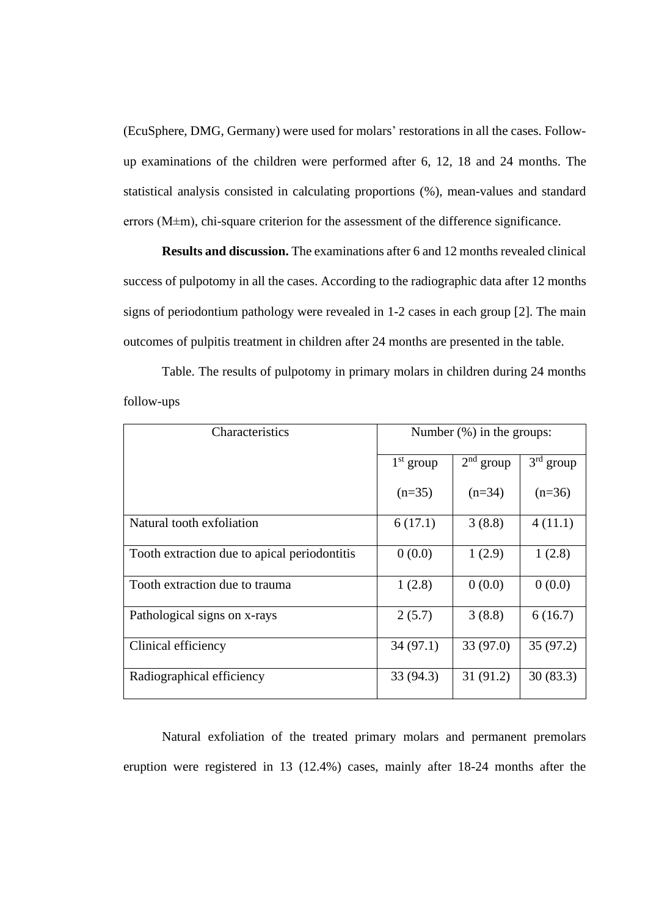(EcuSphere, DMG, Germany) were used for molars' restorations in all the cases. Follow-up examinations of the children were performed after 6, 12, 18 and 24 months. The statistical analysis consisted in calculating proportions (%), mean-values and standard errors (M±m), chi-square criterion for the assessment of the difference significance.

**Results and discussion.** The examinations after 6 and 12 months revealed clinical success of pulpotomy in all the cases. According to the radiographic data after 12 months signs of periodontium pathology were revealed in 1-2 cases in each group [2]. The main outcomes of pulpitis treatment in children after 24 months are presented in the table.

Table. The results of pulpotomy in primary molars in children during 24 months follow-ups

| Characteristics | Number (%) in the groups: | | |
|---|---|---|---|
| | 1st group (n=35) | 2nd group (n=34) | 3rd group (n=36) |
| Natural tooth exfoliation | 6 (17.1) | 3 (8.8) | 4 (11.1) |
| Tooth extraction due to apical periodontitis | 0 (0.0) | 1 (2.9) | 1 (2.8) |
| Tooth extraction due to trauma | 1 (2.8) | 0 (0.0) | 0 (0.0) |
| Pathological signs on x-rays | 2 (5.7) | 3 (8.8) | 6 (16.7) |
| Clinical efficiency | 34 (97.1) | 33 (97.0) | 35 (97.2) |
| Radiographical efficiency | 33 (94.3) | 31 (91.2) | 30 (83.3) |

Natural exfoliation of the treated primary molars and permanent premolars eruption were registered in 13 (12.4%) cases, mainly after 18-24 months after the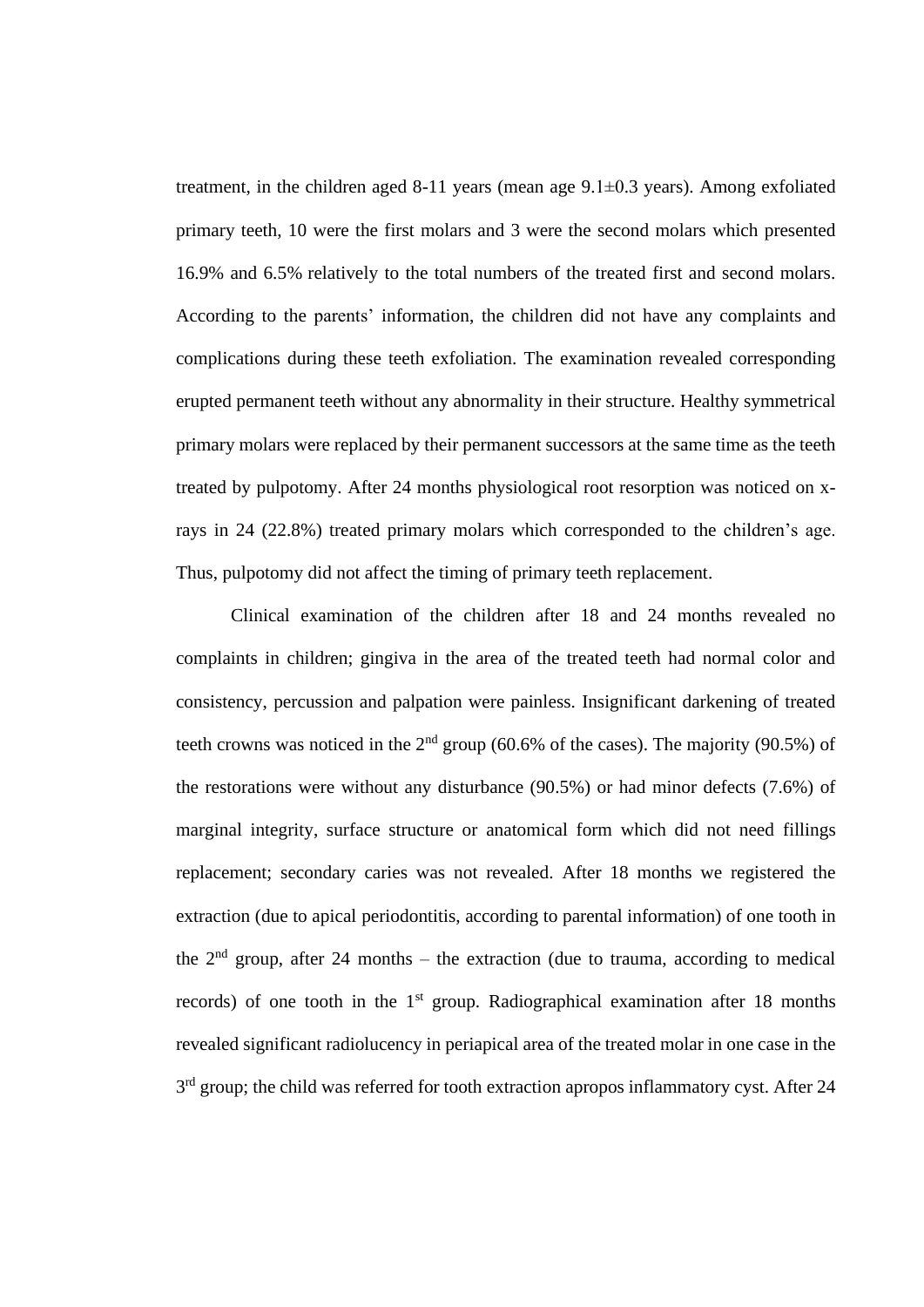treatment, in the children aged 8-11 years (mean age 9.1±0.3 years). Among exfoliated primary teeth, 10 were the first molars and 3 were the second molars which presented 16.9% and 6.5% relatively to the total numbers of the treated first and second molars. According to the parents' information, the children did not have any complaints and complications during these teeth exfoliation. The examination revealed corresponding erupted permanent teeth without any abnormality in their structure. Healthy symmetrical primary molars were replaced by their permanent successors at the same time as the teeth treated by pulpotomy. After 24 months physiological root resorption was noticed on x-rays in 24 (22.8%) treated primary molars which corresponded to the children's age. Thus, pulpotomy did not affect the timing of primary teeth replacement.

Clinical examination of the children after 18 and 24 months revealed no complaints in children; gingiva in the area of the treated teeth had normal color and consistency, percussion and palpation were painless. Insignificant darkening of treated teeth crowns was noticed in the 2nd group (60.6% of the cases). The majority (90.5%) of the restorations were without any disturbance (90.5%) or had minor defects (7.6%) of marginal integrity, surface structure or anatomical form which did not need fillings replacement; secondary caries was not revealed. After 18 months we registered the extraction (due to apical periodontitis, according to parental information) of one tooth in the 2nd group, after 24 months – the extraction (due to trauma, according to medical records) of one tooth in the 1st group. Radiographical examination after 18 months revealed significant radiolucency in periapical area of the treated molar in one case in the 3rd group; the child was referred for tooth extraction apropos inflammatory cyst. After 24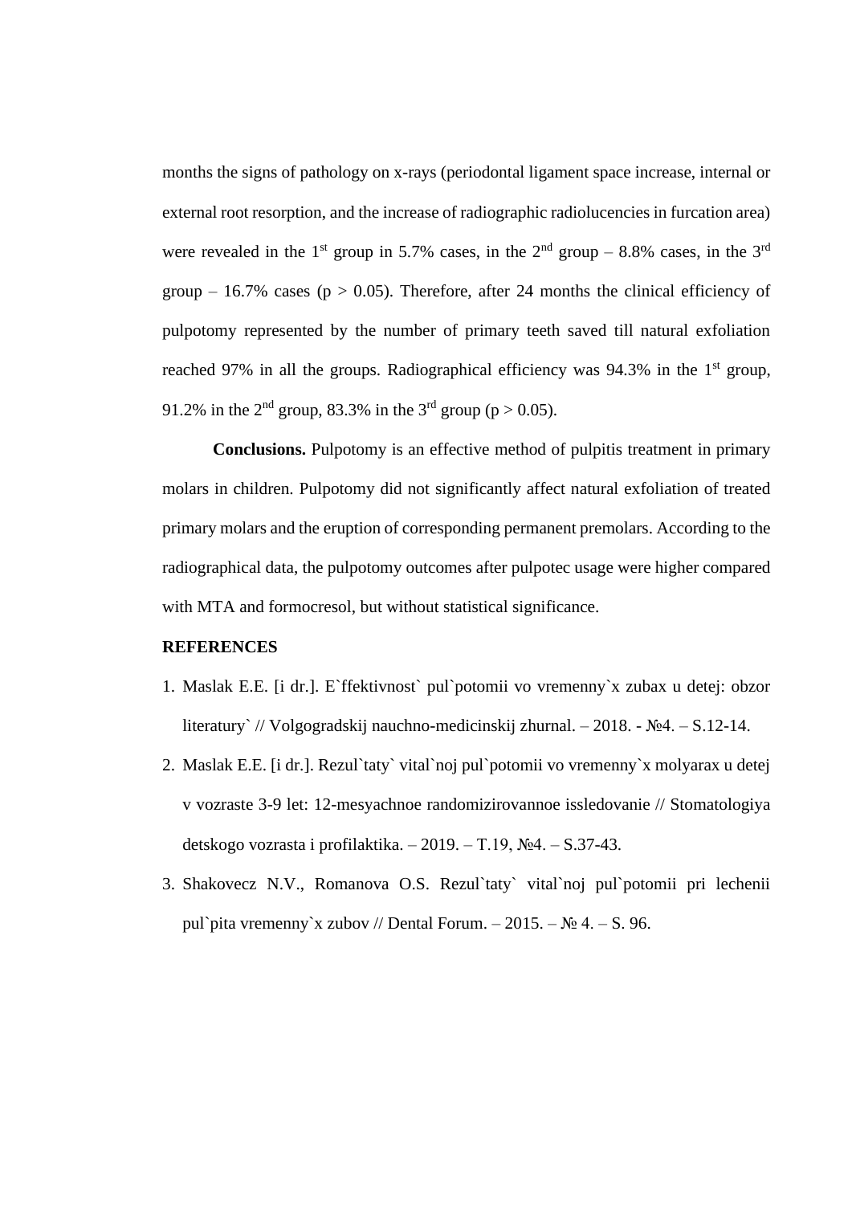months the signs of pathology on x-rays (periodontal ligament space increase, internal or external root resorption, and the increase of radiographic radiolucencies in furcation area) were revealed in the 1$^{st}$ group in 5.7% cases, in the 2$^{nd}$ group – 8.8% cases, in the 3$^{rd}$ group – 16.7% cases ($p > 0.05$). Therefore, after 24 months the clinical efficiency of pulpotomy represented by the number of primary teeth saved till natural exfoliation reached 97% in all the groups. Radiographical efficiency was 94.3% in the 1$^{st}$ group, 91.2% in the 2$^{nd}$ group, 83.3% in the 3$^{rd}$ group ($p > 0.05$).

**Conclusions.** Pulpotomy is an effective method of pulpitis treatment in primary molars in children. Pulpotomy did not significantly affect natural exfoliation of treated primary molars and the eruption of corresponding permanent premolars. According to the radiographical data, the pulpotomy outcomes after pulpotec usage were higher compared with MTA and formocresol, but without statistical significance.

**REFERENCES**

1. Maslak E.E. [i dr.]. E`ffektivnost` pul`potomii vo vremenny`x zubax u detej: obzor literatury` // Volgogradskij nauchno-medicinskij zhurnal. – 2018. - №4. – S.12-14.
2. Maslak E.E. [i dr.]. Rezul`taty` vital`noj pul`potomii vo vremenny`x molyarax u detej v vozraste 3-9 let: 12-mesyachnoe randomizirovannoe issledovanie // Stomatologiya detskogo vozrasta i profilaktika. – 2019. – T.19, №4. – S.37-43.
3. Shakovecz N.V., Romanova O.S. Rezul`taty` vital`noj pul`potomii pri lechenii pul`pita vremenny`x zubov // Dental Forum. – 2015. – № 4. – S. 96.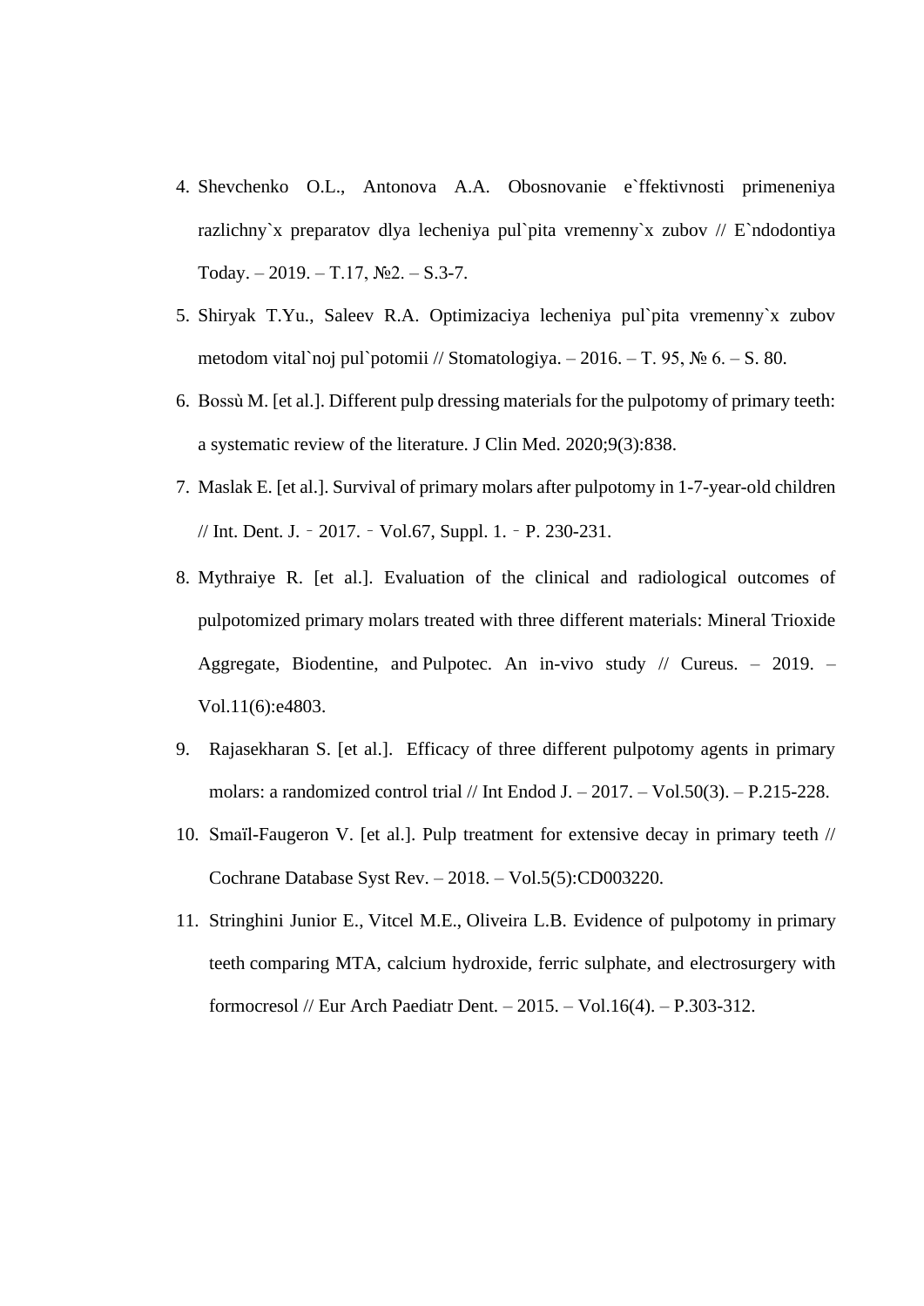4. Shevchenko O.L., Antonova A.A. Obosnovanie e`ffektivnosti primeneniya razlichny`x preparatov dlya lecheniya pul`pita vremenny`x zubov // E`ndodontiya Today. – 2019. – T.17, №2. – S.3-7.
5. Shiryak T.Yu., Saleev R.A. Optimizaciya lecheniya pul`pita vremenny`x zubov metodom vital`noj pul`potomii // Stomatologiya. – 2016. – T. 95, № 6. – S. 80.
6. Bossù M. [et al.]. Different pulp dressing materials for the pulpotomy of primary teeth: a systematic review of the literature. J Clin Med. 2020;9(3):838.
7. Maslak E. [et al.]. Survival of primary molars after pulpotomy in 1-7-year-old children // Int. Dent. J. ‐ 2017. ‐ Vol.67, Suppl. 1. ‐ P. 230-231.
8. Mythraiye R. [et al.]. Evaluation of the clinical and radiological outcomes of pulpotomized primary molars treated with three different materials: Mineral Trioxide Aggregate, Biodentine, and Pulpotec. An in-vivo study // Cureus. – 2019. – Vol.11(6):e4803.
9. Rajasekharan S. [et al.]. Efficacy of three different pulpotomy agents in primary molars: a randomized control trial // Int Endod J. – 2017. – Vol.50(3). – P.215-228.
10. Smaïl-Faugeron V. [et al.]. Pulp treatment for extensive decay in primary teeth // Cochrane Database Syst Rev. – 2018. – Vol.5(5):CD003220.
11. Stringhini Junior E., Vitcel M.E., Oliveira L.B. Evidence of pulpotomy in primary teeth comparing MTA, calcium hydroxide, ferric sulphate, and electrosurgery with formocresol // Eur Arch Paediatr Dent. – 2015. – Vol.16(4). – P.303-312.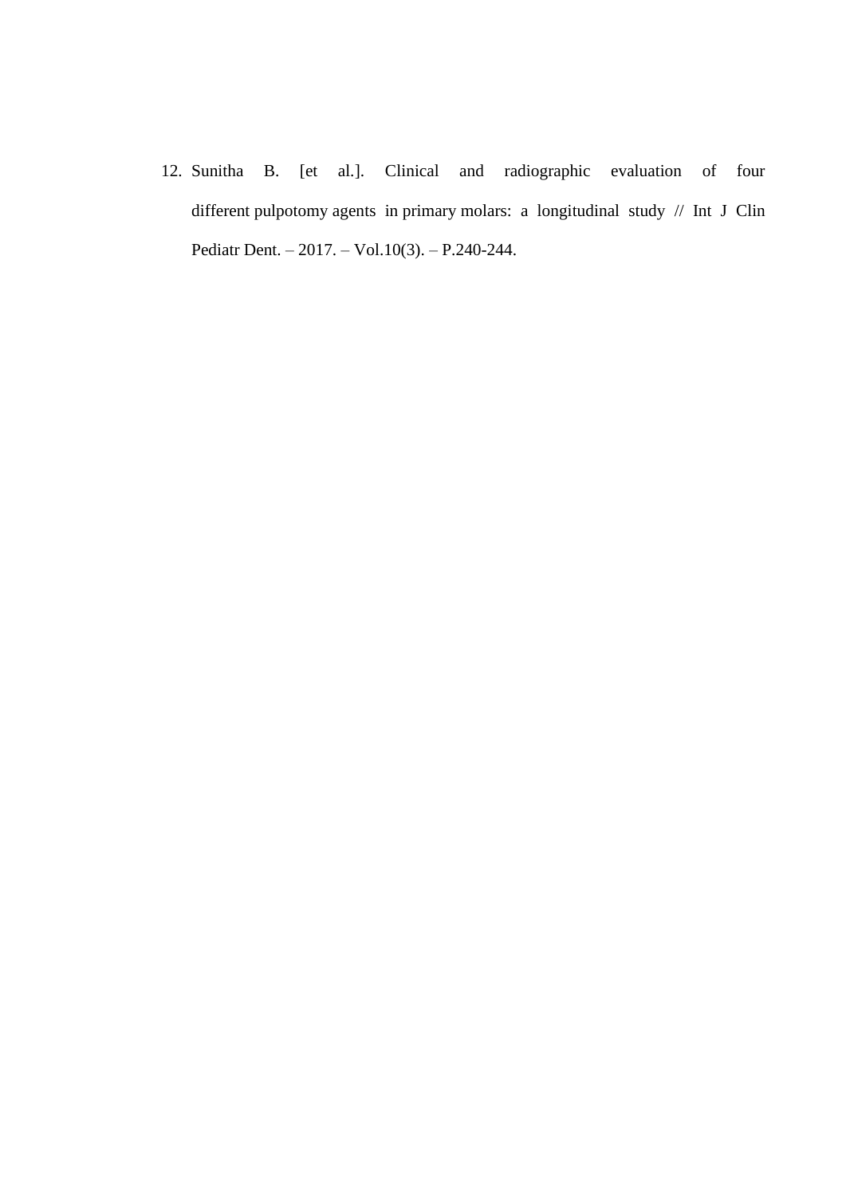12. Sunitha B. [et al.]. Clinical and radiographic evaluation of four different pulpotomy agents in primary molars: a longitudinal study // Int J Clin Pediatr Dent. – 2017. – Vol.10(3). – P.240-244.